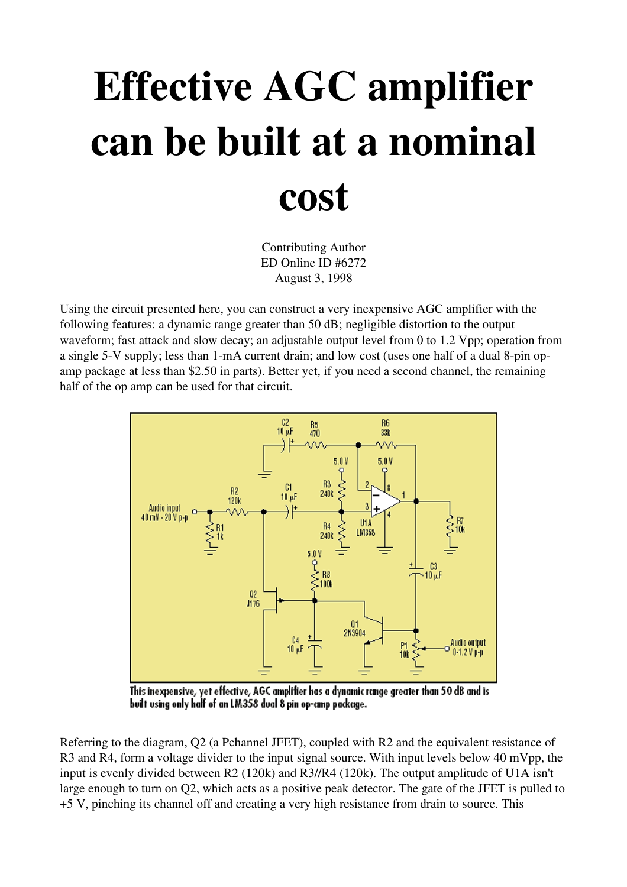# Effective AGC amplifier can be built at a nominal cost

Contributing Author
ED Online ID #6272
August 3, 1998

Using the circuit presented here, you can construct a very inexpensive AGC amplifier with the following features: a dynamic range greater than 50 dB; negligible distortion to the output waveform; fast attack and slow decay; an adjustable output level from 0 to 1.2 Vpp; operation from a single 5-V supply; less than 1-mA current drain; and low cost (uses one half of a dual 8-pin op-amp package at less than $2.50 in parts). Better yet, if you need a second channel, the remaining half of the op amp can be used for that circuit.

This inexpensive, yet effective, AGC amplifier has a dynamic range greater than 50 dB and is built using only half of an LM358 dual 8 pin op-amp package.

Referring to the diagram, Q2 (a Pchannel JFET), coupled with R2 and the equivalent resistance of R3 and R4, form a voltage divider to the input signal source. With input levels below 40 mVpp, the input is evenly divided between R2 (120k) and R3//R4 (120k). The output amplitude of U1A isn't large enough to turn on Q2, which acts as a positive peak detector. The gate of the JFET is pulled to +5 V, pinching its channel off and creating a very high resistance from drain to source. This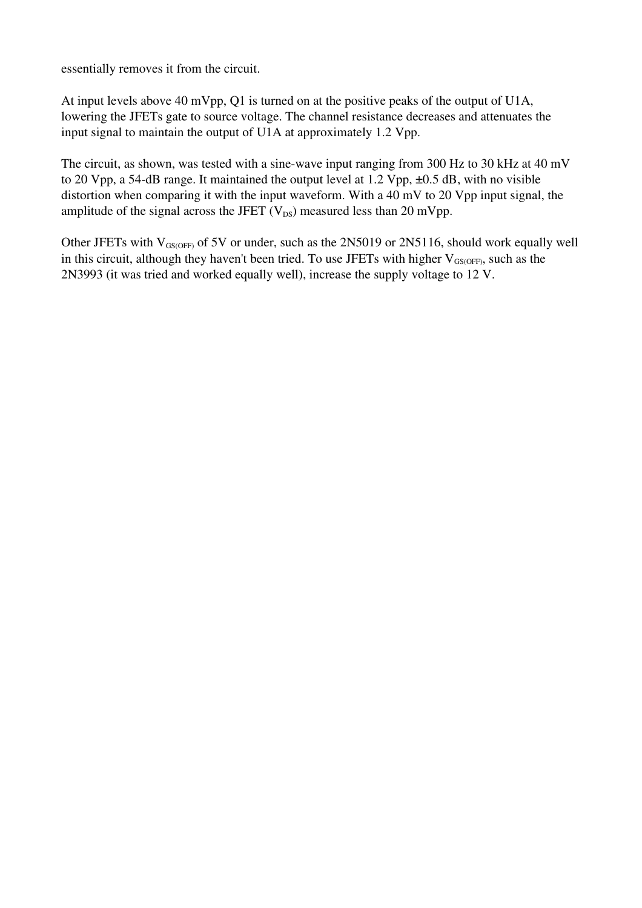essentially removes it from the circuit.

At input levels above 40 mVpp, Q1 is turned on at the positive peaks of the output of U1A, lowering the JFETs gate to source voltage. The channel resistance decreases and attenuates the input signal to maintain the output of U1A at approximately 1.2 Vpp.

The circuit, as shown, was tested with a sine-wave input ranging from 300 Hz to 30 kHz at 40 mV to 20 Vpp, a 54-dB range. It maintained the output level at 1.2 Vpp, ±0.5 dB, with no visible distortion when comparing it with the input waveform. With a 40 mV to 20 Vpp input signal, the amplitude of the signal across the JFET ($V_{DS}$) measured less than 20 mVpp.

Other JFETs with $V_{GS(OFF)}$ of 5V or under, such as the 2N5019 or 2N5116, should work equally well in this circuit, although they haven't been tried. To use JFETs with higher $V_{GS(OFF)}$, such as the 2N3993 (it was tried and worked equally well), increase the supply voltage to 12 V.